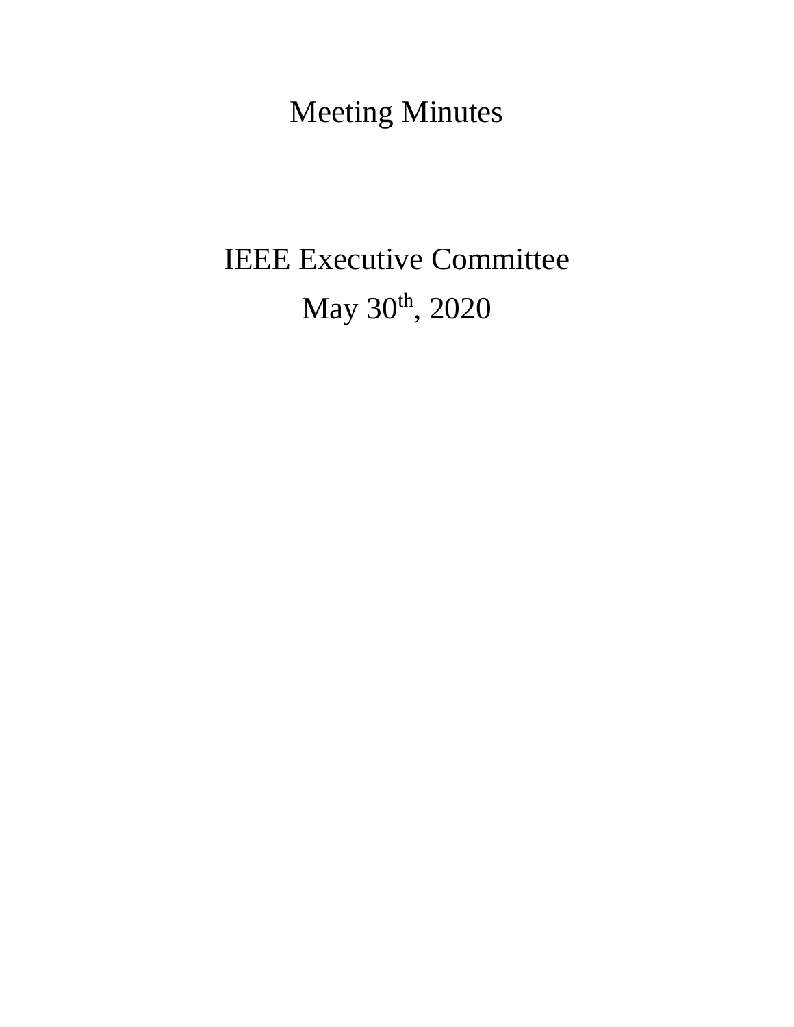# Meeting Minutes

## IEEE Executive Committee

## May 30th, 2020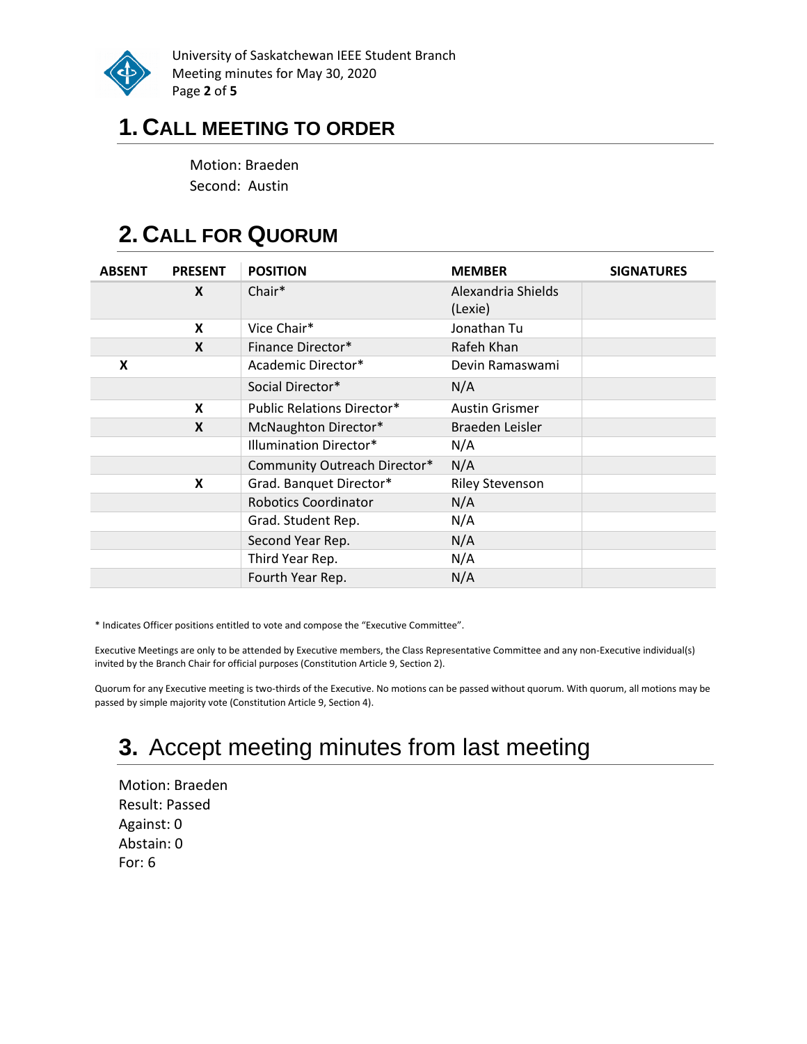# 1. Call Meeting to Order

Motion: Braeden
Second: Austin

# 2. Call for Quorum

| ABSENT | PRESENT | POSITION | MEMBER | SIGNATURES |
|---|---|---|---|---|
| | X | Chair* | Alexandria Shields (Lexie) | |
| | X | Vice Chair* | Jonathan Tu | |
| | X | Finance Director* | Rafeh Khan | |
| X | | Academic Director* | Devin Ramaswami | |
| | | Social Director* | N/A | |
| | X | Public Relations Director* | Austin Grismer | |
| | X | McNaughton Director* | Braeden Leisler | |
| | | Illumination Director* | N/A | |
| | | Community Outreach Director* | N/A | |
| | X | Grad. Banquet Director* | Riley Stevenson | |
| | | Robotics Coordinator | N/A | |
| | | Grad. Student Rep. | N/A | |
| | | Second Year Rep. | N/A | |
| | | Third Year Rep. | N/A | |
| | | Fourth Year Rep. | N/A | |

* Indicates Officer positions entitled to vote and compose the "Executive Committee".

Executive Meetings are only to be attended by Executive members, the Class Representative Committee and any non-Executive individual(s) invited by the Branch Chair for official purposes (Constitution Article 9, Section 2).

Quorum for any Executive meeting is two-thirds of the Executive. No motions can be passed without quorum. With quorum, all motions may be passed by simple majority vote (Constitution Article 9, Section 4).

# 3. Accept meeting minutes from last meeting

Motion: Braeden
Result: Passed
Against: 0
Abstain: 0
For: 6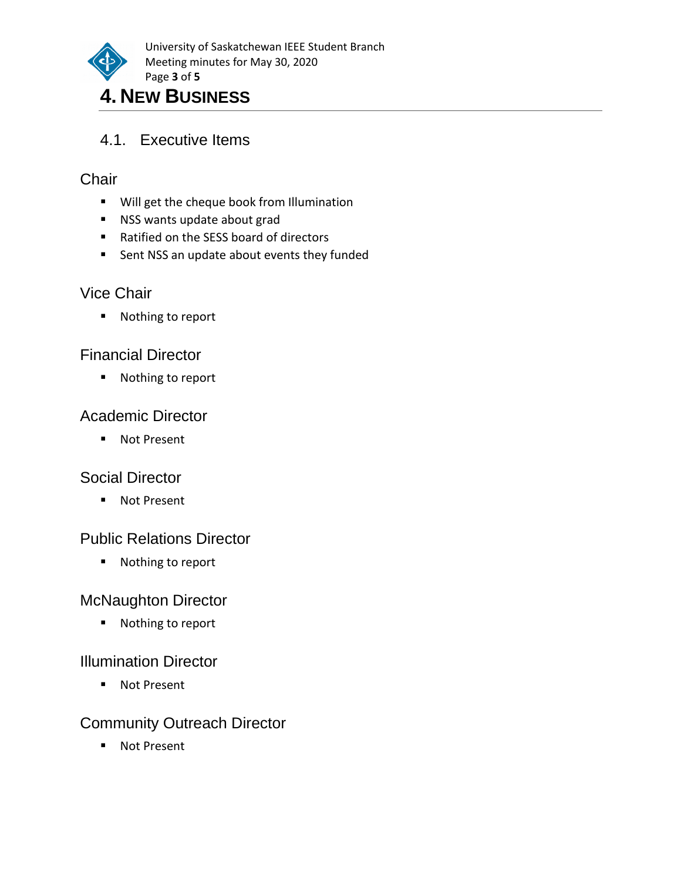# 4. New Business

## 4.1. Executive Items

### Chair

- Will get the cheque book from Illumination
- NSS wants update about grad
- Ratified on the SESS board of directors
- Sent NSS an update about events they funded

### Vice Chair

- Nothing to report

### Financial Director

- Nothing to report

### Academic Director

- Not Present

### Social Director

- Not Present

### Public Relations Director

- Nothing to report

### McNaughton Director

- Nothing to report

### Illumination Director

- Not Present

### Community Outreach Director

- Not Present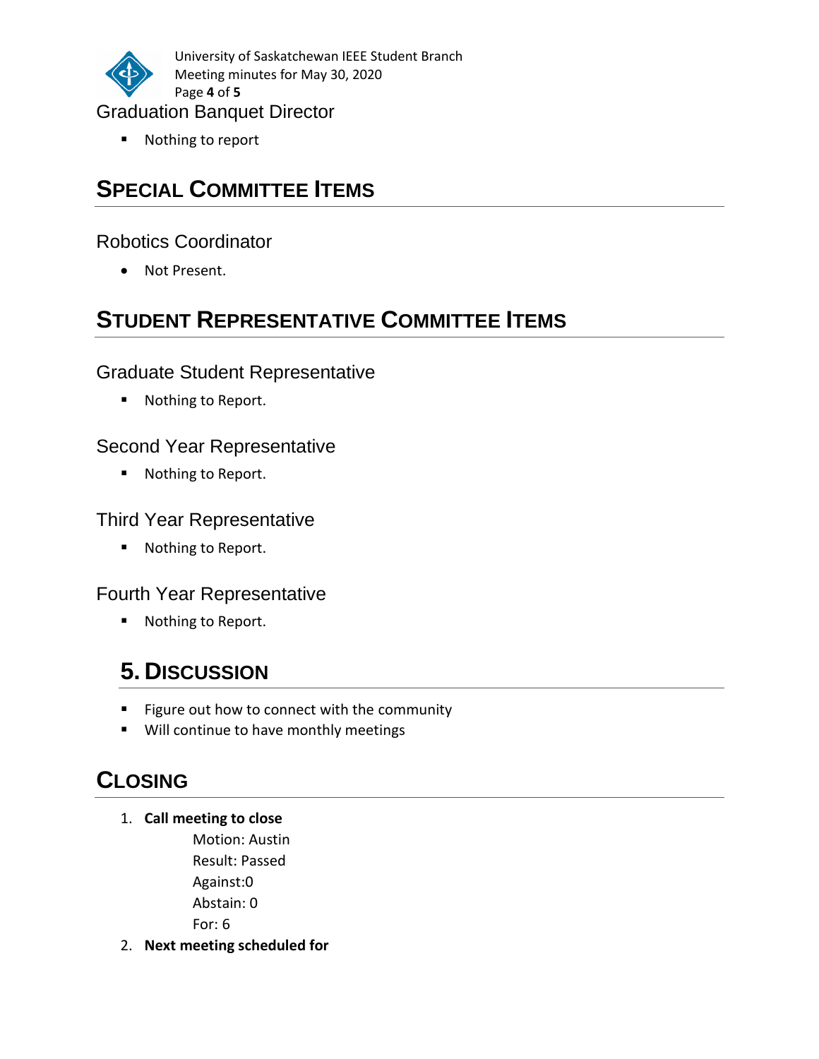### Graduation Banquet Director

- Nothing to report

## Special Committee Items

### Robotics Coordinator

- Not Present.

## Student Representative Committee Items

### Graduate Student Representative

- Nothing to Report.

### Second Year Representative

- Nothing to Report.

### Third Year Representative

- Nothing to Report.

### Fourth Year Representative

- Nothing to Report.

## 5. Discussion

- Figure out how to connect with the community
- Will continue to have monthly meetings

## Closing

1. **Call meeting to close**
   Motion: Austin
   Result: Passed
   Against:0
   Abstain: 0
   For: 6
2. **Next meeting scheduled for**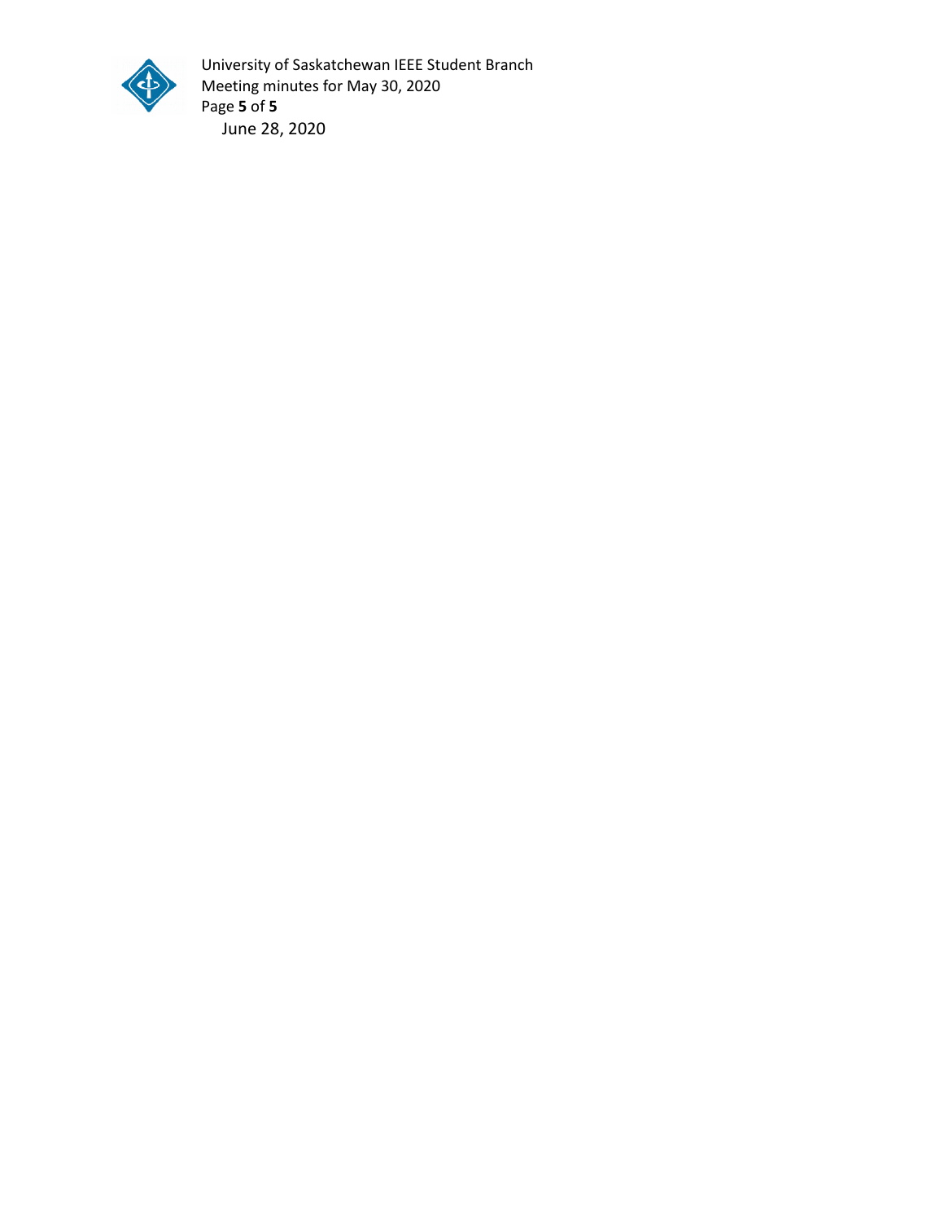June 28, 2020